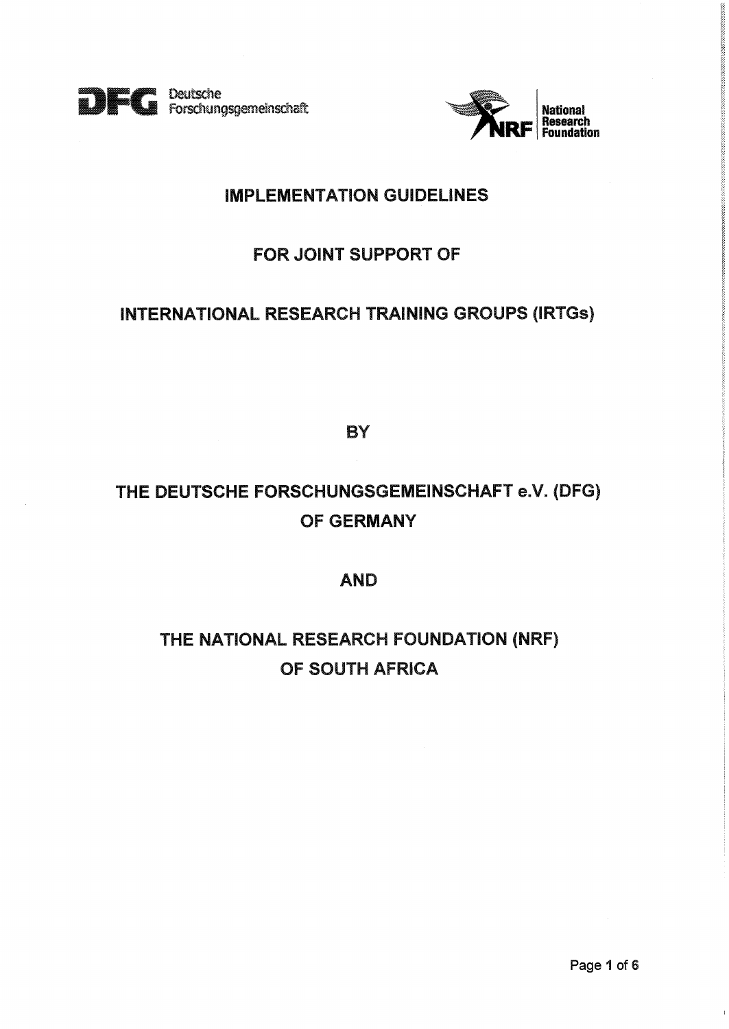Deutsche Forschungsgemeinschaft

National Research Foundation

# IMPLEMENTATION GUIDELINES

## FOR JOINT SUPPORT OF

## INTERNATIONAL RESEARCH TRAINING GROUPS (IRTGs)

BY

THE DEUTSCHE FORSCHUNGSGEMEINSCHAFT e.V. (DFG)
OF GERMANY

AND

THE NATIONAL RESEARCH FOUNDATION (NRF)
OF SOUTH AFRICA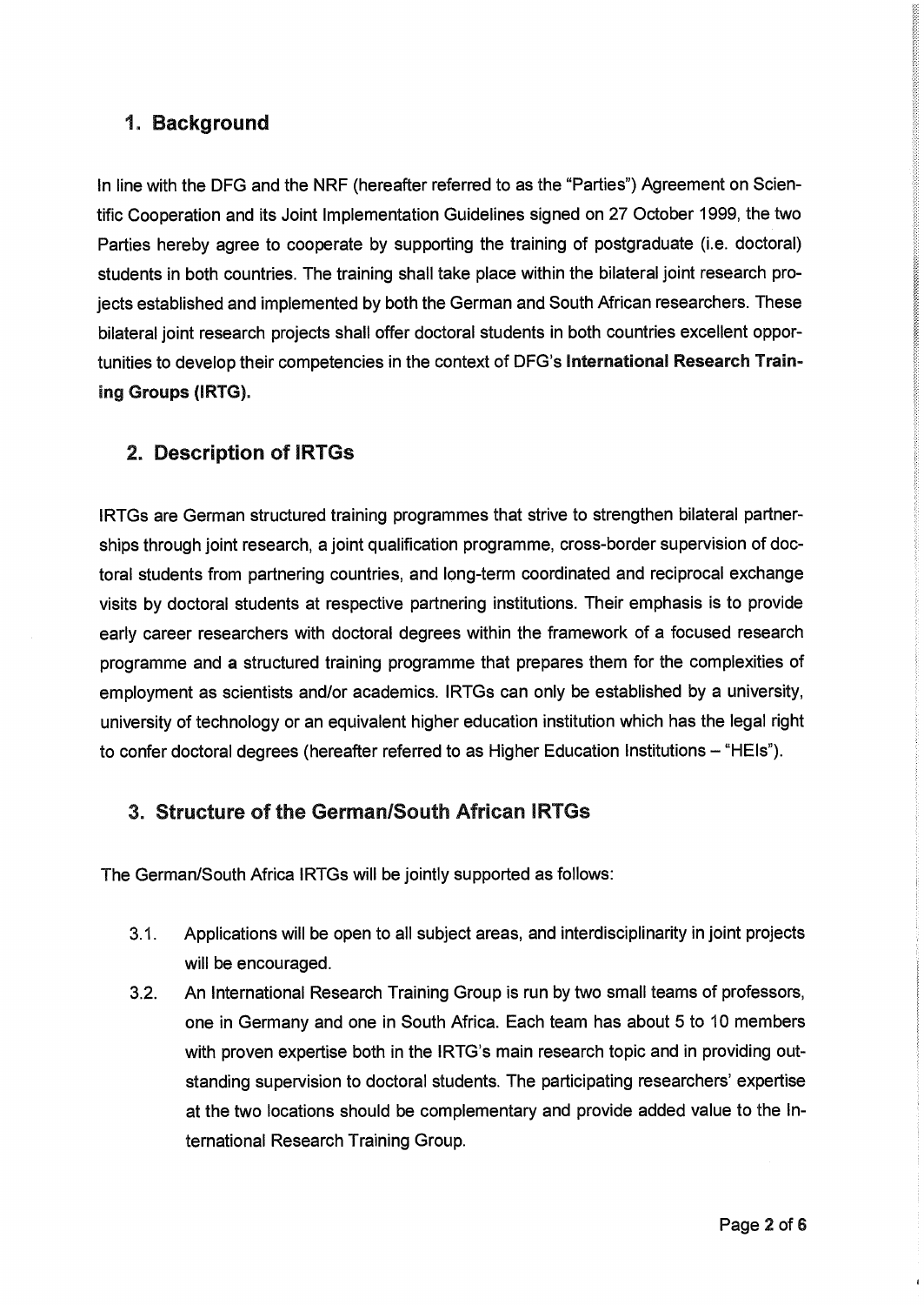## 1. Background

In line with the DFG and the NRF (hereafter referred to as the "Parties") Agreement on Scientific Cooperation and its Joint Implementation Guidelines signed on 27 October 1999, the two Parties hereby agree to cooperate by supporting the training of postgraduate (i.e. doctoral) students in both countries. The training shall take place within the bilateral joint research projects established and implemented by both the German and South African researchers. These bilateral joint research projects shall offer doctoral students in both countries excellent opportunities to develop their competencies in the context of DFG's **International Research Training Groups (IRTG).**

## 2. Description of IRTGs

IRTGs are German structured training programmes that strive to strengthen bilateral partnerships through joint research, a joint qualification programme, cross-border supervision of doctoral students from partnering countries, and long-term coordinated and reciprocal exchange visits by doctoral students at respective partnering institutions. Their emphasis is to provide early career researchers with doctoral degrees within the framework of a focused research programme and a structured training programme that prepares them for the complexities of employment as scientists and/or academics. IRTGs can only be established by a university, university of technology or an equivalent higher education institution which has the legal right to confer doctoral degrees (hereafter referred to as Higher Education Institutions – "HEIs").

## 3. Structure of the German/South African IRTGs

The German/South Africa IRTGs will be jointly supported as follows:

3.1. Applications will be open to all subject areas, and interdisciplinarity in joint projects will be encouraged.

3.2. An International Research Training Group is run by two small teams of professors, one in Germany and one in South Africa. Each team has about 5 to 10 members with proven expertise both in the IRTG's main research topic and in providing outstanding supervision to doctoral students. The participating researchers' expertise at the two locations should be complementary and provide added value to the International Research Training Group.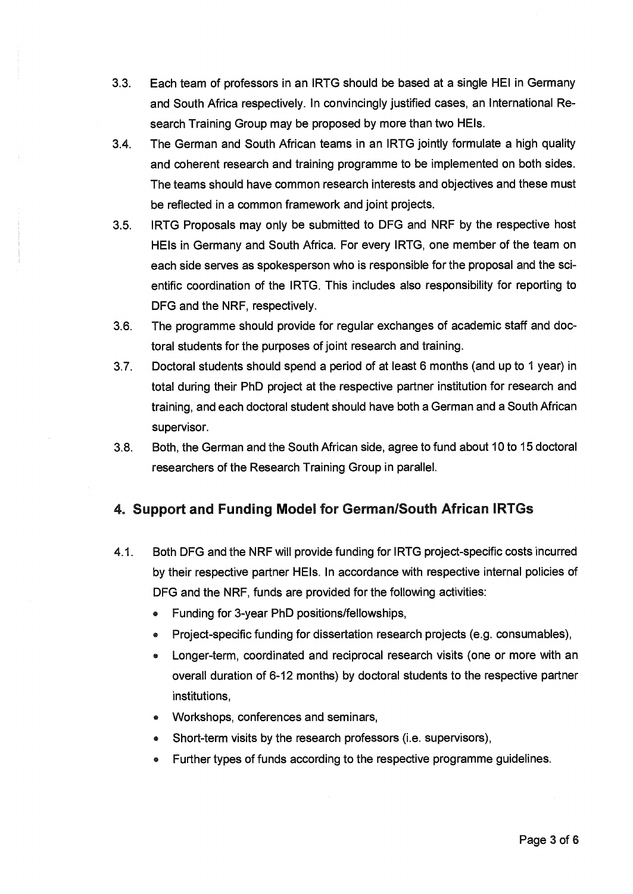3.3. Each team of professors in an IRTG should be based at a single HEI in Germany and South Africa respectively. In convincingly justified cases, an International Research Training Group may be proposed by more than two HEIs.

3.4. The German and South African teams in an IRTG jointly formulate a high quality and coherent research and training programme to be implemented on both sides. The teams should have common research interests and objectives and these must be reflected in a common framework and joint projects.

3.5. IRTG Proposals may only be submitted to DFG and NRF by the respective host HEIs in Germany and South Africa. For every IRTG, one member of the team on each side serves as spokesperson who is responsible for the proposal and the scientific coordination of the IRTG. This includes also responsibility for reporting to DFG and the NRF, respectively.

3.6. The programme should provide for regular exchanges of academic staff and doctoral students for the purposes of joint research and training.

3.7. Doctoral students should spend a period of at least 6 months (and up to 1 year) in total during their PhD project at the respective partner institution for research and training, and each doctoral student should have both a German and a South African supervisor.

3.8. Both, the German and the South African side, agree to fund about 10 to 15 doctoral researchers of the Research Training Group in parallel.

## 4. Support and Funding Model for German/South African IRTGs

4.1. Both DFG and the NRF will provide funding for IRTG project-specific costs incurred by their respective partner HEIs. In accordance with respective internal policies of DFG and the NRF, funds are provided for the following activities:

- Funding for 3-year PhD positions/fellowships,
- Project-specific funding for dissertation research projects (e.g. consumables),
- Longer-term, coordinated and reciprocal research visits (one or more with an overall duration of 6-12 months) by doctoral students to the respective partner institutions,
- Workshops, conferences and seminars,
- Short-term visits by the research professors (i.e. supervisors),
- Further types of funds according to the respective programme guidelines.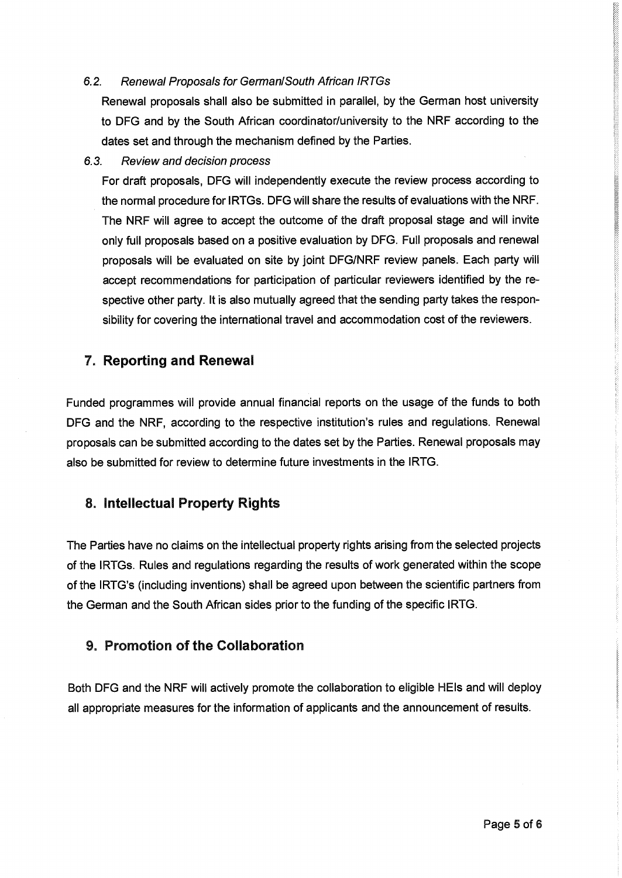### 6.2. *Renewal Proposals for German/South African IRTGs*

Renewal proposals shall also be submitted in parallel, by the German host university to DFG and by the South African coordinator/university to the NRF according to the dates set and through the mechanism defined by the Parties.

### 6.3. *Review and decision process*

For draft proposals, DFG will independently execute the review process according to the normal procedure for IRTGs. DFG will share the results of evaluations with the NRF. The NRF will agree to accept the outcome of the draft proposal stage and will invite only full proposals based on a positive evaluation by DFG. Full proposals and renewal proposals will be evaluated on site by joint DFG/NRF review panels. Each party will accept recommendations for participation of particular reviewers identified by the respective other party. It is also mutually agreed that the sending party takes the responsibility for covering the international travel and accommodation cost of the reviewers.

## 7. Reporting and Renewal

Funded programmes will provide annual financial reports on the usage of the funds to both DFG and the NRF, according to the respective institution's rules and regulations. Renewal proposals can be submitted according to the dates set by the Parties. Renewal proposals may also be submitted for review to determine future investments in the IRTG.

## 8. Intellectual Property Rights

The Parties have no claims on the intellectual property rights arising from the selected projects of the IRTGs. Rules and regulations regarding the results of work generated within the scope of the IRTG's (including inventions) shall be agreed upon between the scientific partners from the German and the South African sides prior to the funding of the specific IRTG.

## 9. Promotion of the Collaboration

Both DFG and the NRF will actively promote the collaboration to eligible HEIs and will deploy all appropriate measures for the information of applicants and the announcement of results.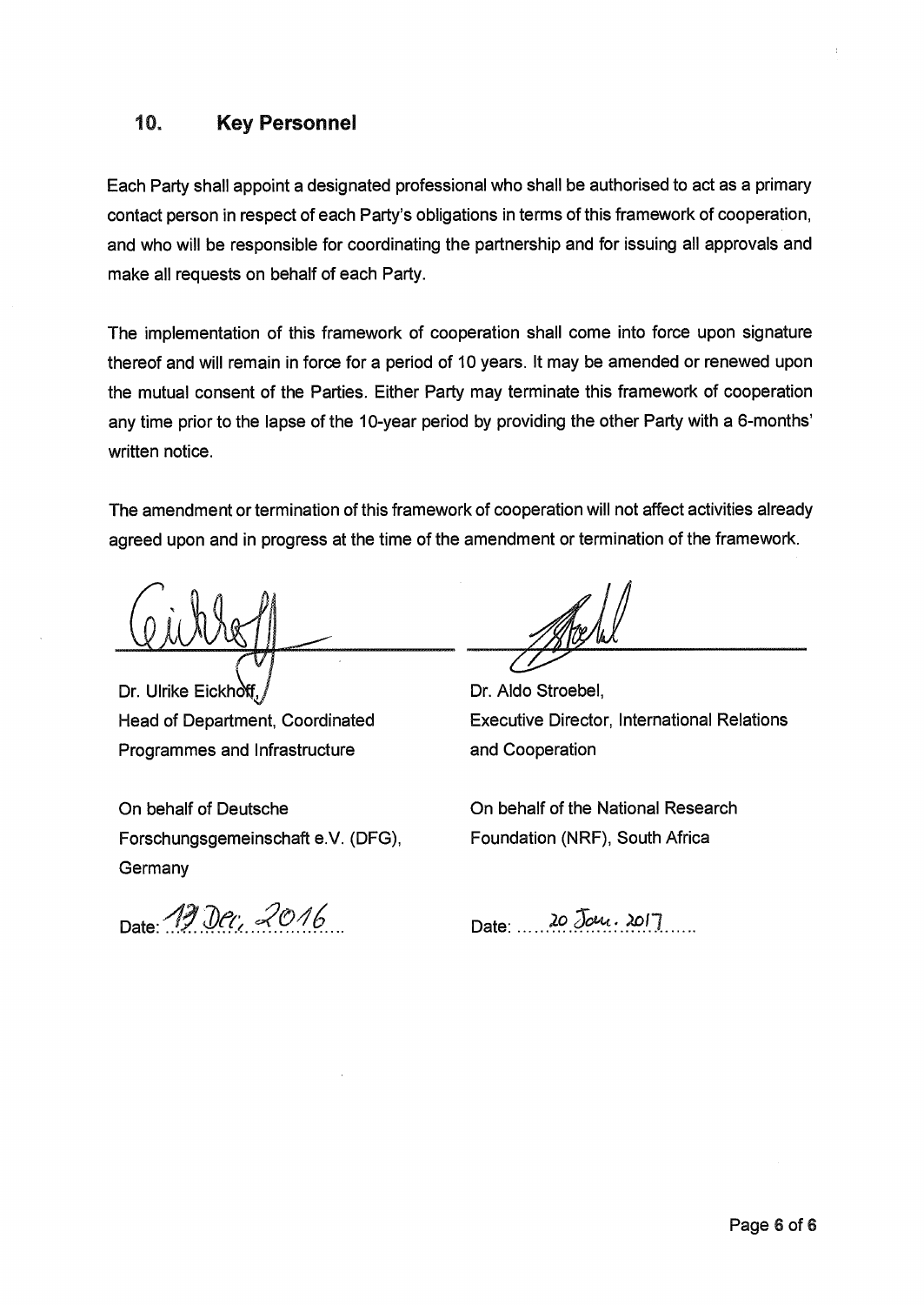## 10. Key Personnel

Each Party shall appoint a designated professional who shall be authorised to act as a primary contact person in respect of each Party's obligations in terms of this framework of cooperation, and who will be responsible for coordinating the partnership and for issuing all approvals and make all requests on behalf of each Party.

The implementation of this framework of cooperation shall come into force upon signature thereof and will remain in force for a period of 10 years. It may be amended or renewed upon the mutual consent of the Parties. Either Party may terminate this framework of cooperation any time prior to the lapse of the 10-year period by providing the other Party with a 6-months' written notice.

The amendment or termination of this framework of cooperation will not affect activities already agreed upon and in progress at the time of the amendment or termination of the framework.

Dr. Ulrike Eickhoff,
Head of Department, Coordinated Programmes and Infrastructure

On behalf of Deutsche Forschungsgemeinschaft e.V. (DFG), Germany

Date: 19 Dec. 2016

Dr. Aldo Stroebel,
Executive Director, International Relations and Cooperation

On behalf of the National Research Foundation (NRF), South Africa

Date: 20 Jan. 2017